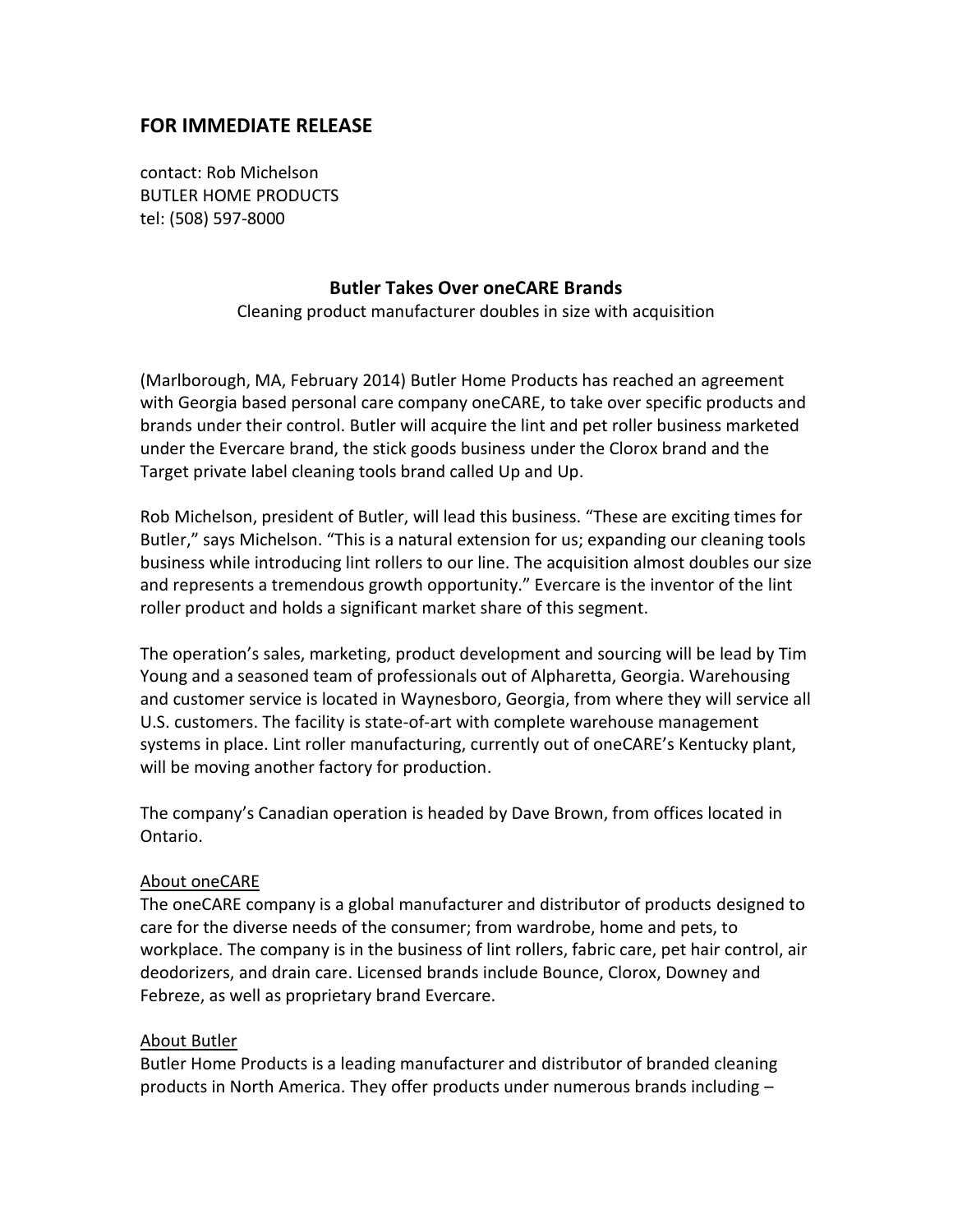## FOR IMMEDIATE RELEASE

contact: Rob Michelson
BUTLER HOME PRODUCTS
tel: (508) 597-8000

### Butler Takes Over oneCARE Brands

Cleaning product manufacturer doubles in size with acquisition

(Marlborough, MA, February 2014) Butler Home Products has reached an agreement with Georgia based personal care company oneCARE, to take over specific products and brands under their control. Butler will acquire the lint and pet roller business marketed under the Evercare brand, the stick goods business under the Clorox brand and the Target private label cleaning tools brand called Up and Up.

Rob Michelson, president of Butler, will lead this business. "These are exciting times for Butler," says Michelson. "This is a natural extension for us; expanding our cleaning tools business while introducing lint rollers to our line. The acquisition almost doubles our size and represents a tremendous growth opportunity." Evercare is the inventor of the lint roller product and holds a significant market share of this segment.

The operation's sales, marketing, product development and sourcing will be lead by Tim Young and a seasoned team of professionals out of Alpharetta, Georgia. Warehousing and customer service is located in Waynesboro, Georgia, from where they will service all U.S. customers. The facility is state-of-art with complete warehouse management systems in place. Lint roller manufacturing, currently out of oneCARE's Kentucky plant, will be moving another factory for production.

The company's Canadian operation is headed by Dave Brown, from offices located in Ontario.

<u>About oneCARE</u>
The oneCARE company is a global manufacturer and distributor of products designed to care for the diverse needs of the consumer; from wardrobe, home and pets, to workplace. The company is in the business of lint rollers, fabric care, pet hair control, air deodorizers, and drain care. Licensed brands include Bounce, Clorox, Downey and Febreze, as well as proprietary brand Evercare.

<u>About Butler</u>
Butler Home Products is a leading manufacturer and distributor of branded cleaning products in North America. They offer products under numerous brands including –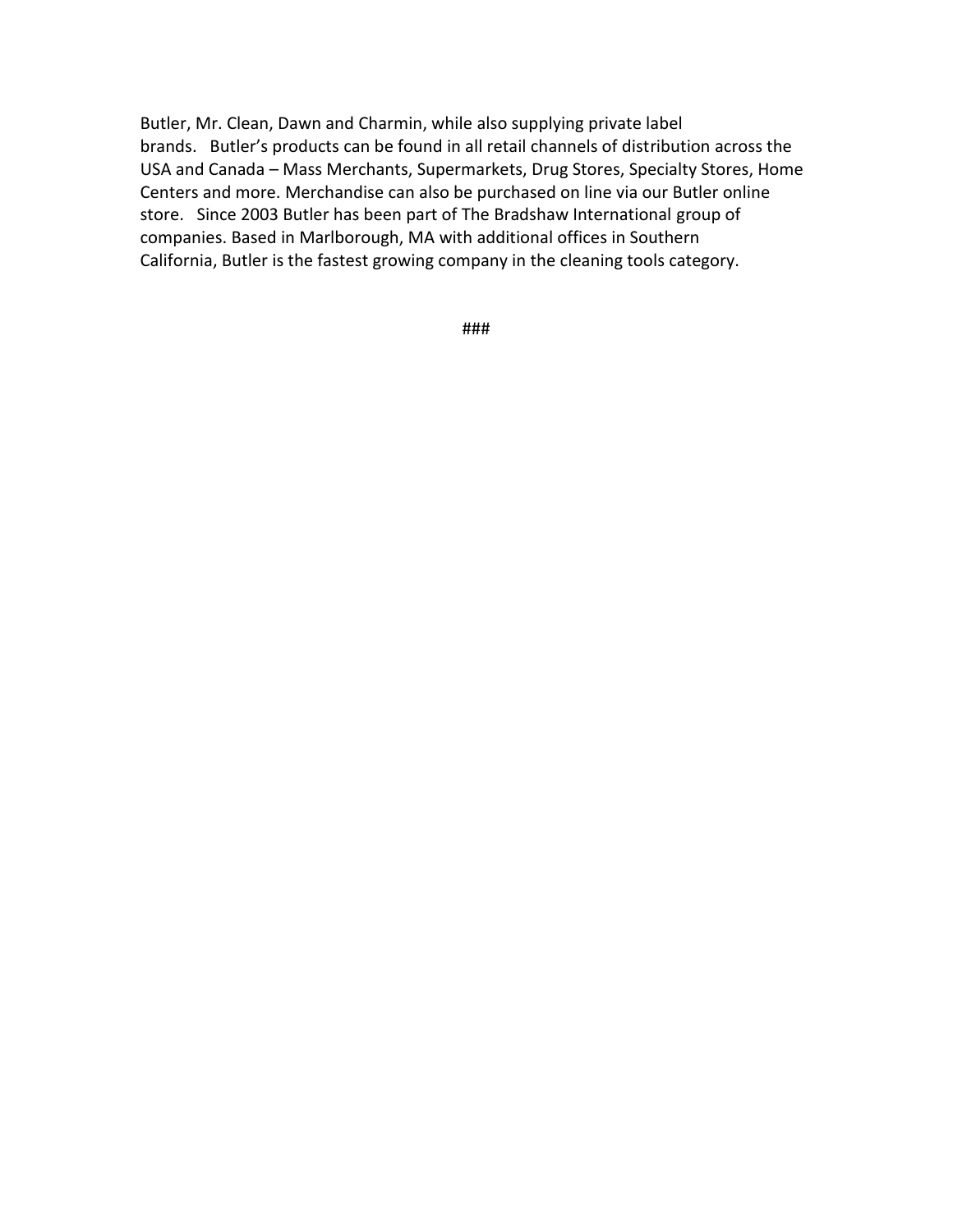Butler, Mr. Clean, Dawn and Charmin, while also supplying private label brands. Butler's products can be found in all retail channels of distribution across the USA and Canada – Mass Merchants, Supermarkets, Drug Stores, Specialty Stores, Home Centers and more. Merchandise can also be purchased on line via our Butler online store. Since 2003 Butler has been part of The Bradshaw International group of companies. Based in Marlborough, MA with additional offices in Southern California, Butler is the fastest growing company in the cleaning tools category.

###